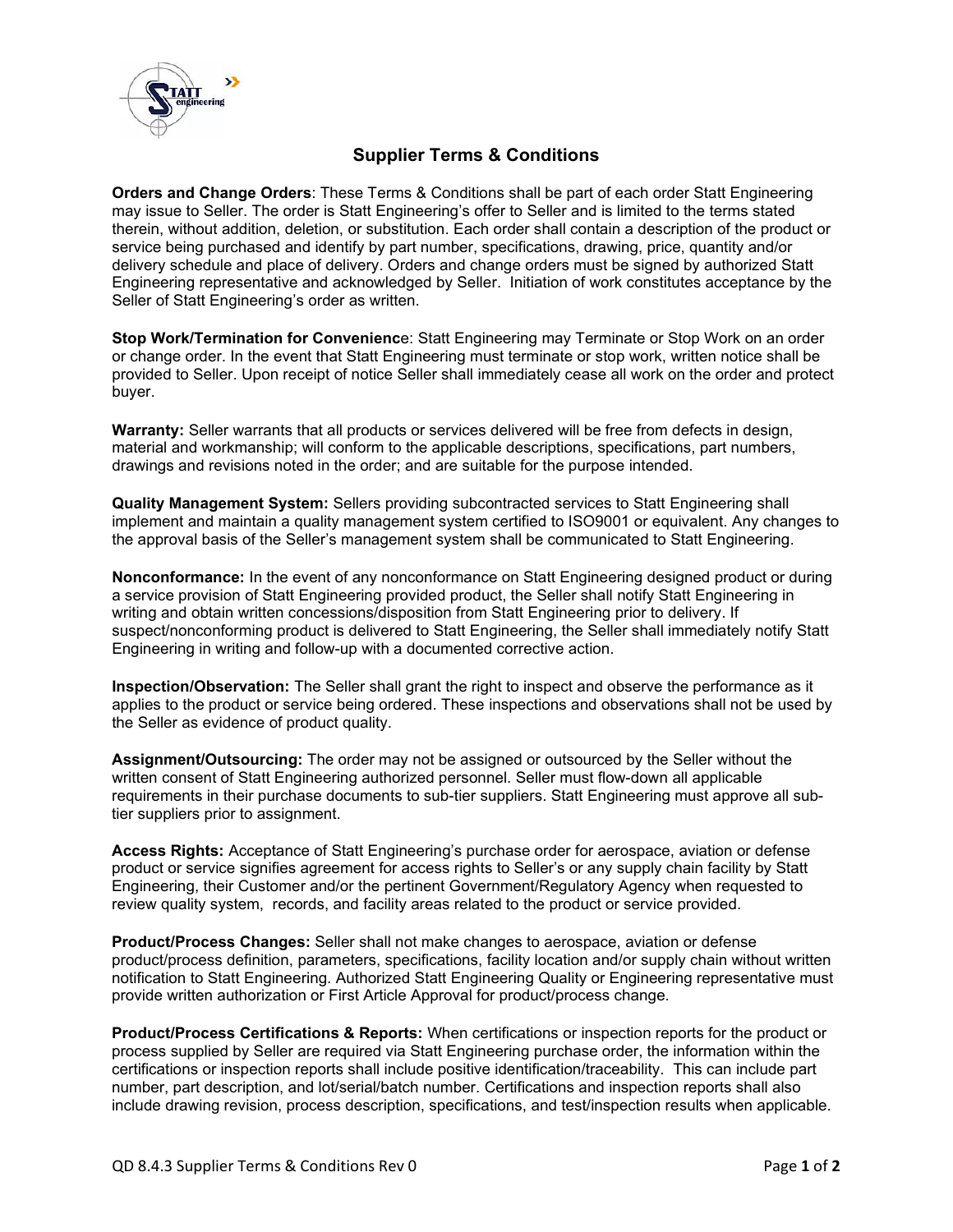# Supplier Terms & Conditions

**Orders and Change Orders**: These Terms & Conditions shall be part of each order Statt Engineering may issue to Seller. The order is Statt Engineering's offer to Seller and is limited to the terms stated therein, without addition, deletion, or substitution. Each order shall contain a description of the product or service being purchased and identify by part number, specifications, drawing, price, quantity and/or delivery schedule and place of delivery. Orders and change orders must be signed by authorized Statt Engineering representative and acknowledged by Seller. Initiation of work constitutes acceptance by the Seller of Statt Engineering's order as written.

**Stop Work/Termination for Convenienc**e: Statt Engineering may Terminate or Stop Work on an order or change order. In the event that Statt Engineering must terminate or stop work, written notice shall be provided to Seller. Upon receipt of notice Seller shall immediately cease all work on the order and protect buyer.

**Warranty:** Seller warrants that all products or services delivered will be free from defects in design, material and workmanship; will conform to the applicable descriptions, specifications, part numbers, drawings and revisions noted in the order; and are suitable for the purpose intended.

**Quality Management System:** Sellers providing subcontracted services to Statt Engineering shall implement and maintain a quality management system certified to ISO9001 or equivalent. Any changes to the approval basis of the Seller's management system shall be communicated to Statt Engineering.

**Nonconformance:** In the event of any nonconformance on Statt Engineering designed product or during a service provision of Statt Engineering provided product, the Seller shall notify Statt Engineering in writing and obtain written concessions/disposition from Statt Engineering prior to delivery. If suspect/nonconforming product is delivered to Statt Engineering, the Seller shall immediately notify Statt Engineering in writing and follow-up with a documented corrective action.

**Inspection/Observation:** The Seller shall grant the right to inspect and observe the performance as it applies to the product or service being ordered. These inspections and observations shall not be used by the Seller as evidence of product quality.

**Assignment/Outsourcing:** The order may not be assigned or outsourced by the Seller without the written consent of Statt Engineering authorized personnel. Seller must flow-down all applicable requirements in their purchase documents to sub-tier suppliers. Statt Engineering must approve all sub-tier suppliers prior to assignment.

**Access Rights:** Acceptance of Statt Engineering's purchase order for aerospace, aviation or defense product or service signifies agreement for access rights to Seller's or any supply chain facility by Statt Engineering, their Customer and/or the pertinent Government/Regulatory Agency when requested to review quality system, records, and facility areas related to the product or service provided.

**Product/Process Changes:** Seller shall not make changes to aerospace, aviation or defense product/process definition, parameters, specifications, facility location and/or supply chain without written notification to Statt Engineering. Authorized Statt Engineering Quality or Engineering representative must provide written authorization or First Article Approval for product/process change.

**Product/Process Certifications & Reports:** When certifications or inspection reports for the product or process supplied by Seller are required via Statt Engineering purchase order, the information within the certifications or inspection reports shall include positive identification/traceability. This can include part number, part description, and lot/serial/batch number. Certifications and inspection reports shall also include drawing revision, process description, specifications, and test/inspection results when applicable.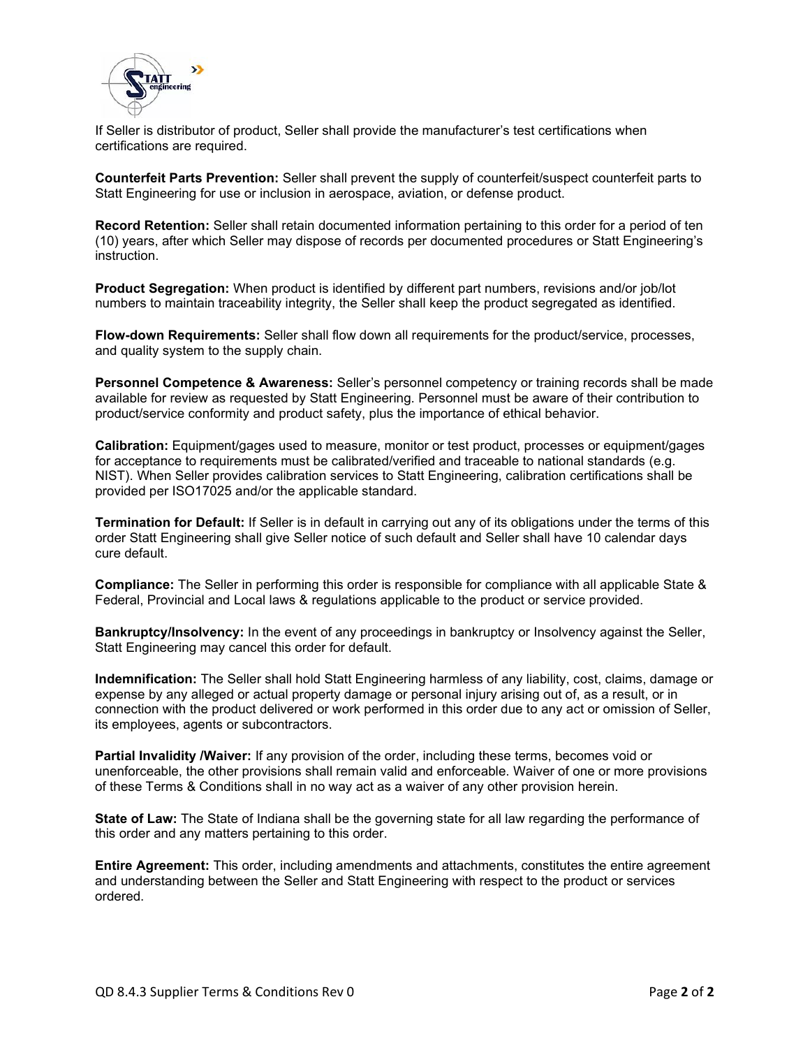If Seller is distributor of product, Seller shall provide the manufacturer's test certifications when certifications are required.

**Counterfeit Parts Prevention:** Seller shall prevent the supply of counterfeit/suspect counterfeit parts to Statt Engineering for use or inclusion in aerospace, aviation, or defense product.

**Record Retention:** Seller shall retain documented information pertaining to this order for a period of ten (10) years, after which Seller may dispose of records per documented procedures or Statt Engineering's instruction.

**Product Segregation:** When product is identified by different part numbers, revisions and/or job/lot numbers to maintain traceability integrity, the Seller shall keep the product segregated as identified.

**Flow-down Requirements:** Seller shall flow down all requirements for the product/service, processes, and quality system to the supply chain.

**Personnel Competence & Awareness:** Seller's personnel competency or training records shall be made available for review as requested by Statt Engineering. Personnel must be aware of their contribution to product/service conformity and product safety, plus the importance of ethical behavior.

**Calibration:** Equipment/gages used to measure, monitor or test product, processes or equipment/gages for acceptance to requirements must be calibrated/verified and traceable to national standards (e.g. NIST). When Seller provides calibration services to Statt Engineering, calibration certifications shall be provided per ISO17025 and/or the applicable standard.

**Termination for Default:** If Seller is in default in carrying out any of its obligations under the terms of this order Statt Engineering shall give Seller notice of such default and Seller shall have 10 calendar days cure default.

**Compliance:** The Seller in performing this order is responsible for compliance with all applicable State & Federal, Provincial and Local laws & regulations applicable to the product or service provided.

**Bankruptcy/Insolvency:** In the event of any proceedings in bankruptcy or Insolvency against the Seller, Statt Engineering may cancel this order for default.

**Indemnification:** The Seller shall hold Statt Engineering harmless of any liability, cost, claims, damage or expense by any alleged or actual property damage or personal injury arising out of, as a result, or in connection with the product delivered or work performed in this order due to any act or omission of Seller, its employees, agents or subcontractors.

**Partial Invalidity /Waiver:** If any provision of the order, including these terms, becomes void or unenforceable, the other provisions shall remain valid and enforceable. Waiver of one or more provisions of these Terms & Conditions shall in no way act as a waiver of any other provision herein.

**State of Law:** The State of Indiana shall be the governing state for all law regarding the performance of this order and any matters pertaining to this order.

**Entire Agreement:** This order, including amendments and attachments, constitutes the entire agreement and understanding between the Seller and Statt Engineering with respect to the product or services ordered.